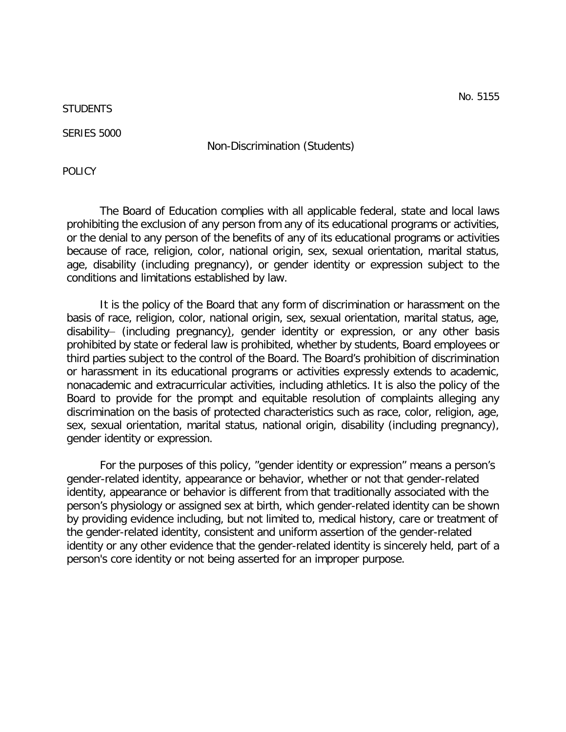No. 5155

STUDENTS

SERIES 5000

## Non-Discrimination (Students)

POLICY

The Board of Education complies with all applicable federal, state and local laws prohibiting the exclusion of any person from any of its educational programs or activities, or the denial to any person of the benefits of any of its educational programs or activities because of race, religion, color, national origin, sex, sexual orientation, marital status, age, disability (including pregnancy), or gender identity or expression subject to the conditions and limitations established by law.

It is the policy of the Board that any form of discrimination or harassment on the basis of race, religion, color, national origin, sex, sexual orientation, marital status, age, disability (including pregnancy), gender identity or expression, or any other basis prohibited by state or federal law is prohibited, whether by students, Board employees or third parties subject to the control of the Board. The Board's prohibition of discrimination or harassment in its educational programs or activities expressly extends to academic, nonacademic and extracurricular activities, including athletics. It is also the policy of the Board to provide for the prompt and equitable resolution of complaints alleging any discrimination on the basis of protected characteristics such as race, color, religion, age, sex, sexual orientation, marital status, national origin, disability (including pregnancy), gender identity or expression.

For the purposes of this policy, "gender identity or expression" means a person's gender-related identity, appearance or behavior, whether or not that gender-related identity, appearance or behavior is different from that traditionally associated with the person's physiology or assigned sex at birth, which gender-related identity can be shown by providing evidence including, but not limited to, medical history, care or treatment of the gender-related identity, consistent and uniform assertion of the gender-related identity or any other evidence that the gender-related identity is sincerely held, part of a person's core identity or not being asserted for an improper purpose.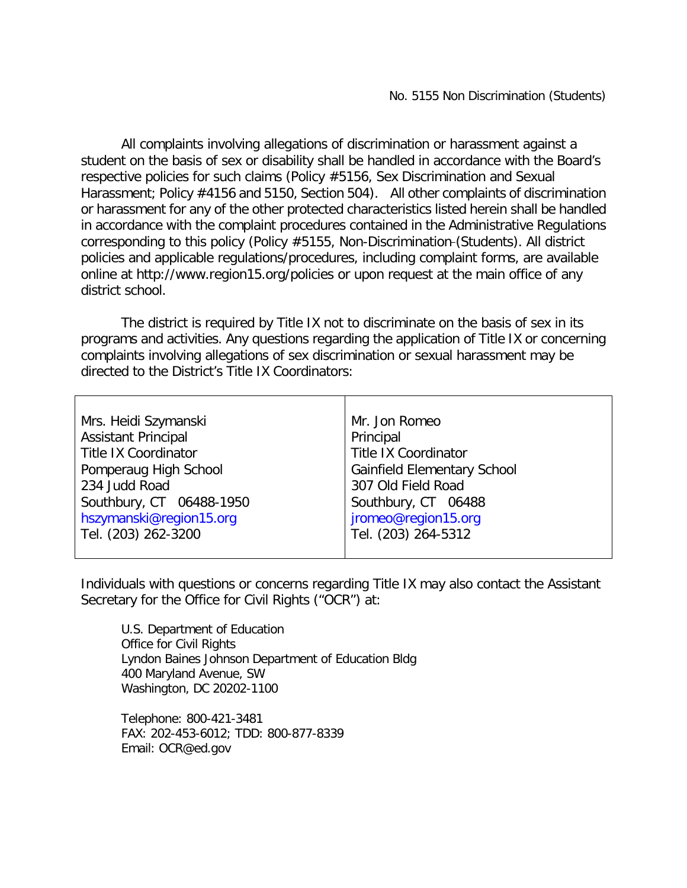All complaints involving allegations of discrimination or harassment against a student on the basis of sex or disability shall be handled in accordance with the Board's respective policies for such claims (Policy #5156, Sex Discrimination and Sexual Harassment; Policy #4156 and 5150, Section 504). All other complaints of discrimination or harassment for any of the other protected characteristics listed herein shall be handled in accordance with the complaint procedures contained in the Administrative Regulations corresponding to this policy (Policy #5155, Non-Discrimination (Students). All district policies and applicable regulations/procedures, including complaint forms, are available online at http://www.region15.org/policies or upon request at the main office of any district school.

The district is required by Title IX not to discriminate on the basis of sex in its programs and activities. Any questions regarding the application of Title IX or concerning complaints involving allegations of sex discrimination or sexual harassment may be directed to the District's Title IX Coordinators:

| | |
|---|---|
| Mrs. Heidi Szymanski<br>Assistant Principal<br>Title IX Coordinator<br>Pomperaug High School<br>234 Judd Road<br>Southbury, CT 06488-1950<br>hszymanski@region15.org<br>Tel. (203) 262-3200 | Mr. Jon Romeo<br>Principal<br>Title IX Coordinator<br>Gainfield Elementary School<br>307 Old Field Road<br>Southbury, CT 06488<br>jromeo@region15.org<br>Tel. (203) 264-5312 |

Individuals with questions or concerns regarding Title IX may also contact the Assistant Secretary for the Office for Civil Rights ("OCR") at:

U.S. Department of Education
Office for Civil Rights
Lyndon Baines Johnson Department of Education Bldg
400 Maryland Avenue, SW
Washington, DC 20202-1100

Telephone: 800-421-3481
FAX: 202-453-6012; TDD: 800-877-8339
Email: OCR@ed.gov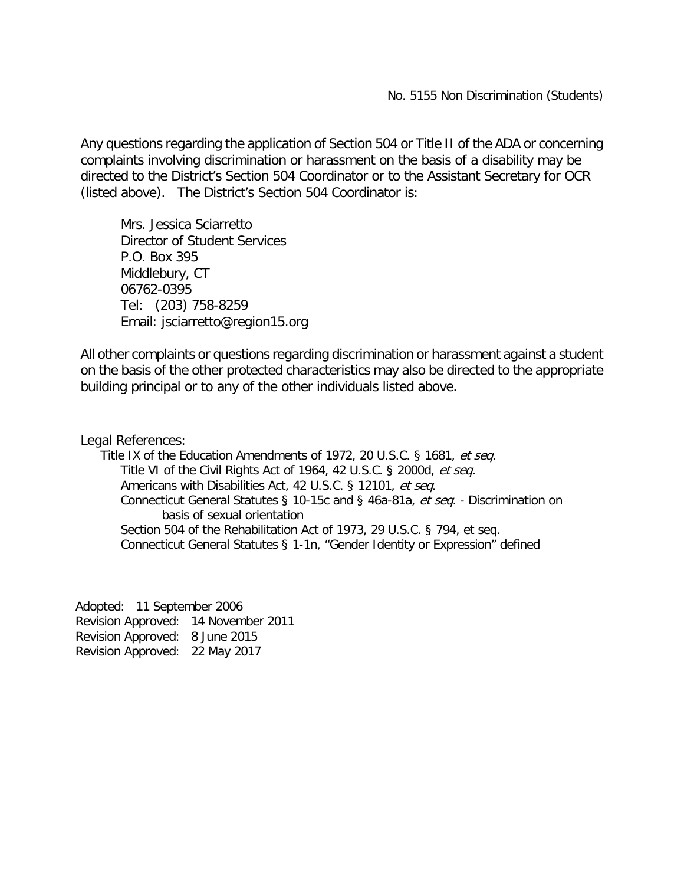Any questions regarding the application of Section 504 or Title II of the ADA or concerning complaints involving discrimination or harassment on the basis of a disability may be directed to the District's Section 504 Coordinator or to the Assistant Secretary for OCR (listed above). The District's Section 504 Coordinator is:

Mrs. Jessica Sciarretto
Director of Student Services
P.O. Box 395
Middlebury, CT
06762-0395
Tel: (203) 758-8259
Email: jsciarretto@region15.org

All other complaints or questions regarding discrimination or harassment against a student on the basis of the other protected characteristics may also be directed to the appropriate building principal or to any of the other individuals listed above.

Legal References:

- Title IX of the Education Amendments of 1972, 20 U.S.C. § 1681, *et seq*.
- Title VI of the Civil Rights Act of 1964, 42 U.S.C. § 2000d, *et seq.*
- Americans with Disabilities Act, 42 U.S.C. § 12101, *et seq*.
- Connecticut General Statutes § 10-15c and § 46a-81a, *et seq*. - Discrimination on basis of sexual orientation
- Section 504 of the Rehabilitation Act of 1973, 29 U.S.C. § 794, et seq.
- Connecticut General Statutes § 1-1n, "Gender Identity or Expression" defined

Adopted: 11 September 2006
Revision Approved: 14 November 2011
Revision Approved: 8 June 2015
Revision Approved: 22 May 2017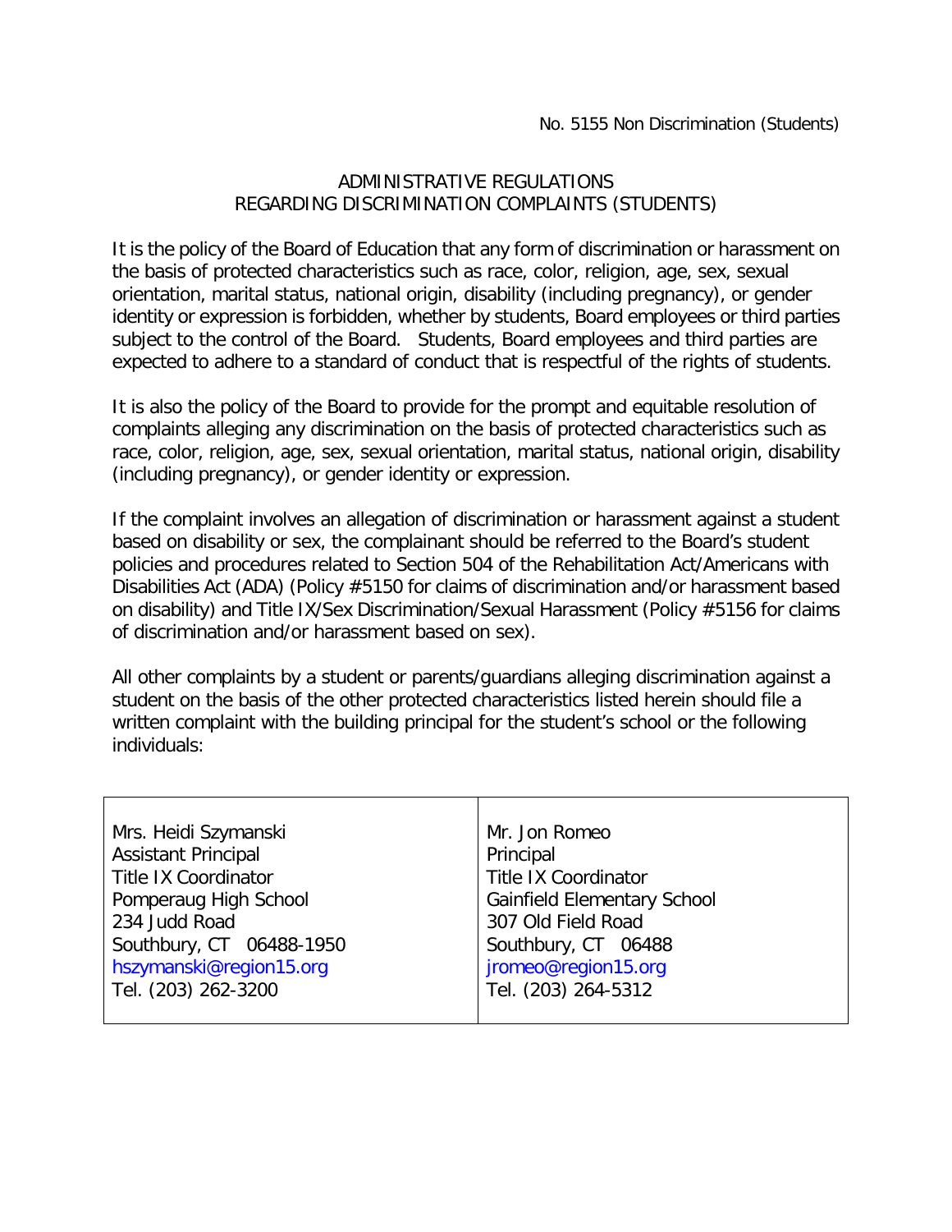No. 5155 Non Discrimination (Students)

ADMINISTRATIVE REGULATIONS
REGARDING DISCRIMINATION COMPLAINTS (STUDENTS)

It is the policy of the Board of Education that any form of discrimination or harassment on the basis of protected characteristics such as race, color, religion, age, sex, sexual orientation, marital status, national origin, disability (including pregnancy), or gender identity or expression is forbidden, whether by students, Board employees or third parties subject to the control of the Board. Students, Board employees and third parties are expected to adhere to a standard of conduct that is respectful of the rights of students.

It is also the policy of the Board to provide for the prompt and equitable resolution of complaints alleging any discrimination on the basis of protected characteristics such as race, color, religion, age, sex, sexual orientation, marital status, national origin, disability (including pregnancy), or gender identity or expression.

If the complaint involves an allegation of discrimination or harassment against a student based on disability or sex, the complainant should be referred to the Board's student policies and procedures related to Section 504 of the Rehabilitation Act/Americans with Disabilities Act (ADA) (Policy #5150 for claims of discrimination and/or harassment based on disability) and Title IX/Sex Discrimination/Sexual Harassment (Policy #5156 for claims of discrimination and/or harassment based on sex).

All other complaints by a student or parents/guardians alleging discrimination against a student on the basis of the other protected characteristics listed herein should file a written complaint with the building principal for the student's school or the following individuals:

| | |
|---|---|
| Mrs. Heidi Szymanski<br>Assistant Principal<br>Title IX Coordinator<br>Pomperaug High School<br>234 Judd Road<br>Southbury, CT 06488-1950<br>hszymanski@region15.org<br>Tel. (203) 262-3200 | Mr. Jon Romeo<br>Principal<br>Title IX Coordinator<br>Gainfield Elementary School<br>307 Old Field Road<br>Southbury, CT 06488<br>jromeo@region15.org<br>Tel. (203) 264-5312 |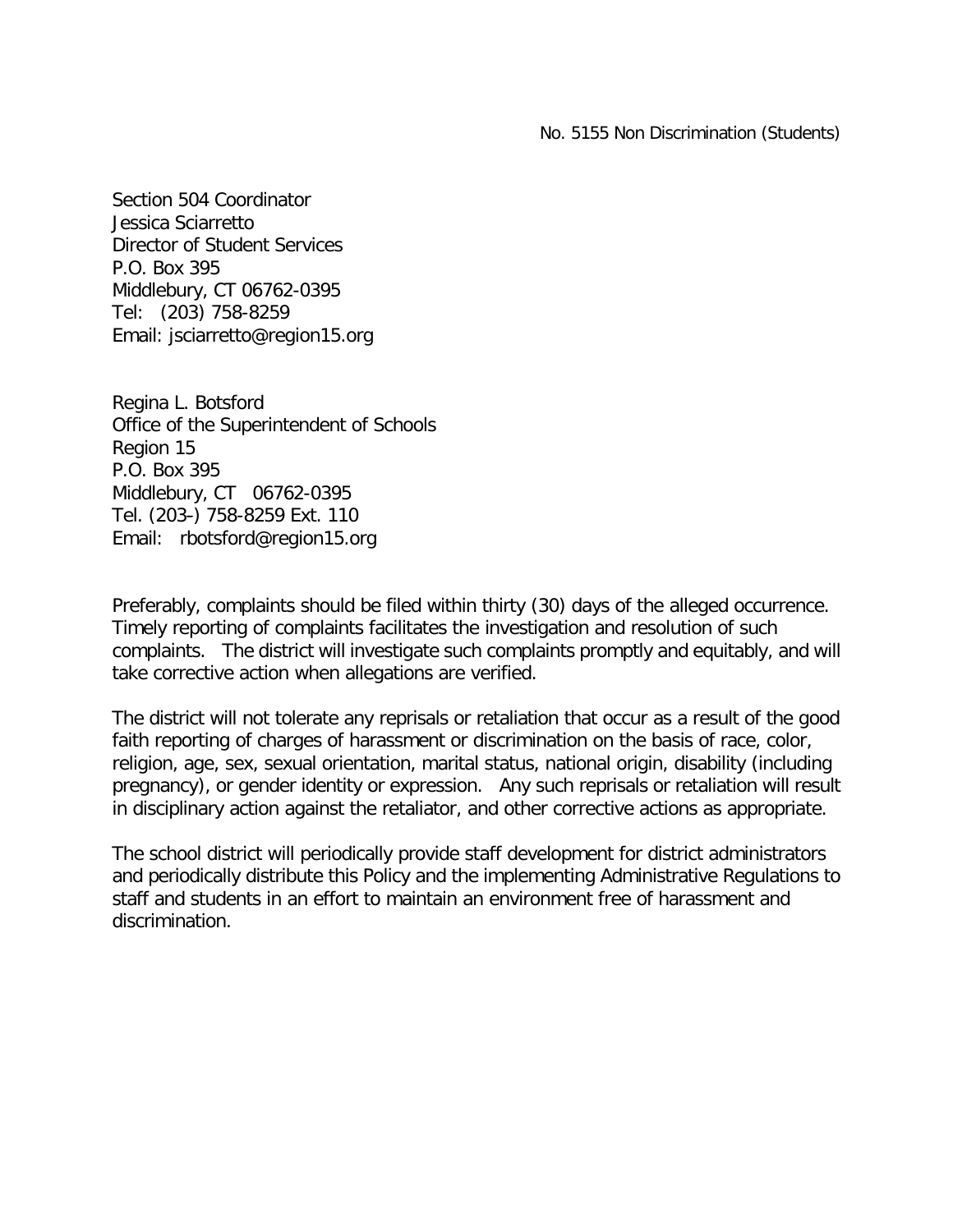Section 504 Coordinator
Jessica Sciarretto
Director of Student Services
P.O. Box 395
Middlebury, CT 06762-0395
Tel: (203) 758-8259
Email: jsciarretto@region15.org

Regina L. Botsford
Office of the Superintendent of Schools
Region 15
P.O. Box 395
Middlebury, CT 06762-0395
Tel. (203-) 758-8259 Ext. 110
Email: rbotsford@region15.org

Preferably, complaints should be filed within thirty (30) days of the alleged occurrence. Timely reporting of complaints facilitates the investigation and resolution of such complaints. The district will investigate such complaints promptly and equitably, and will take corrective action when allegations are verified.

The district will not tolerate any reprisals or retaliation that occur as a result of the good faith reporting of charges of harassment or discrimination on the basis of race, color, religion, age, sex, sexual orientation, marital status, national origin, disability (including pregnancy), or gender identity or expression. Any such reprisals or retaliation will result in disciplinary action against the retaliator, and other corrective actions as appropriate.

The school district will periodically provide staff development for district administrators and periodically distribute this Policy and the implementing Administrative Regulations to staff and students in an effort to maintain an environment free of harassment and discrimination.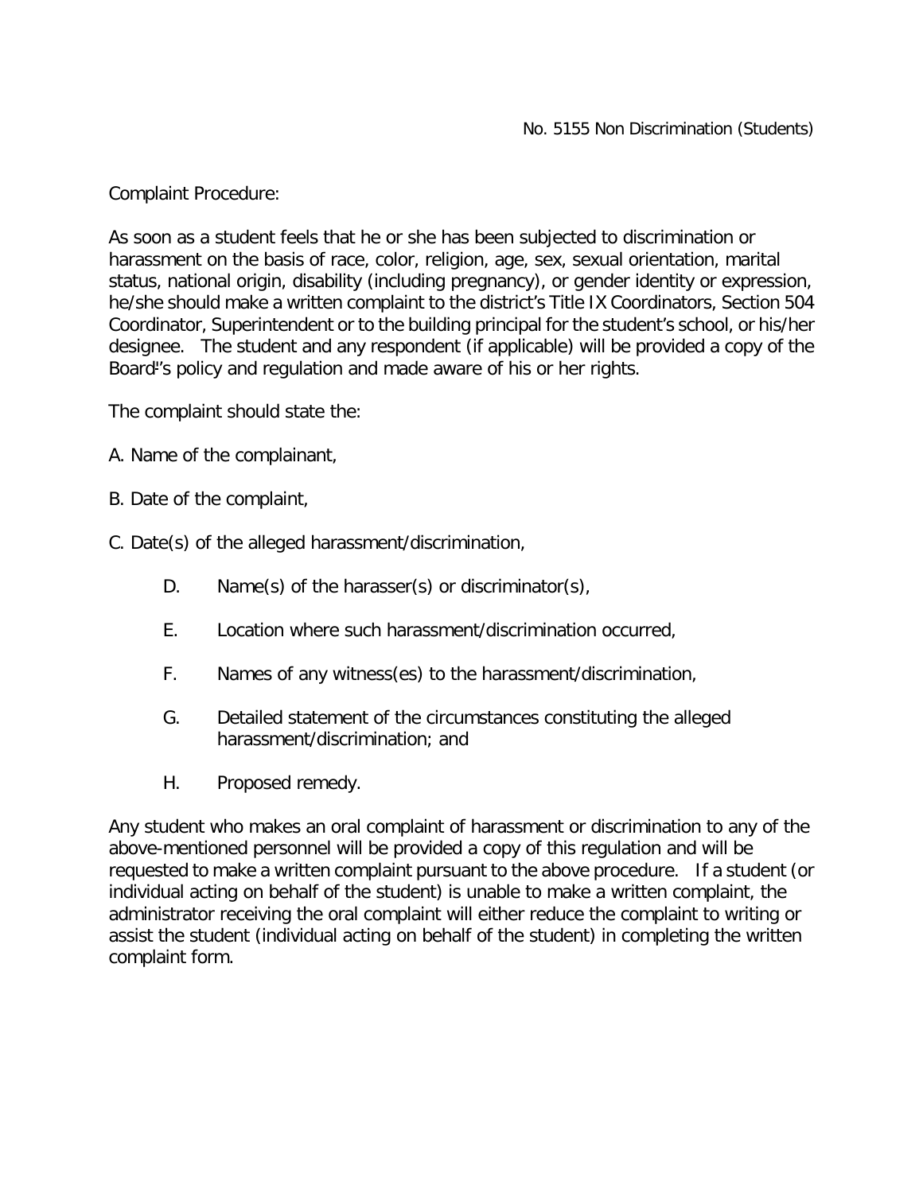Complaint Procedure:

As soon as a student feels that he or she has been subjected to discrimination or harassment on the basis of race, color, religion, age, sex, sexual orientation, marital status, national origin, disability (including pregnancy), or gender identity or expression, he/she should make a written complaint to the district's Title IX Coordinators, Section 504 Coordinator, Superintendent or to the building principal for the student's school, or his/her designee. The student and any respondent (if applicable) will be provided a copy of the Board's policy and regulation and made aware of his or her rights.

The complaint should state the:

A. Name of the complainant,

B. Date of the complaint,

C. Date(s) of the alleged harassment/discrimination,

D. Name(s) of the harasser(s) or discriminator(s),

E. Location where such harassment/discrimination occurred,

F. Names of any witness(es) to the harassment/discrimination,

G. Detailed statement of the circumstances constituting the alleged harassment/discrimination; and

H. Proposed remedy.

Any student who makes an oral complaint of harassment or discrimination to any of the above-mentioned personnel will be provided a copy of this regulation and will be requested to make a written complaint pursuant to the above procedure. If a student (or individual acting on behalf of the student) is unable to make a written complaint, the administrator receiving the oral complaint will either reduce the complaint to writing or assist the student (individual acting on behalf of the student) in completing the written complaint form.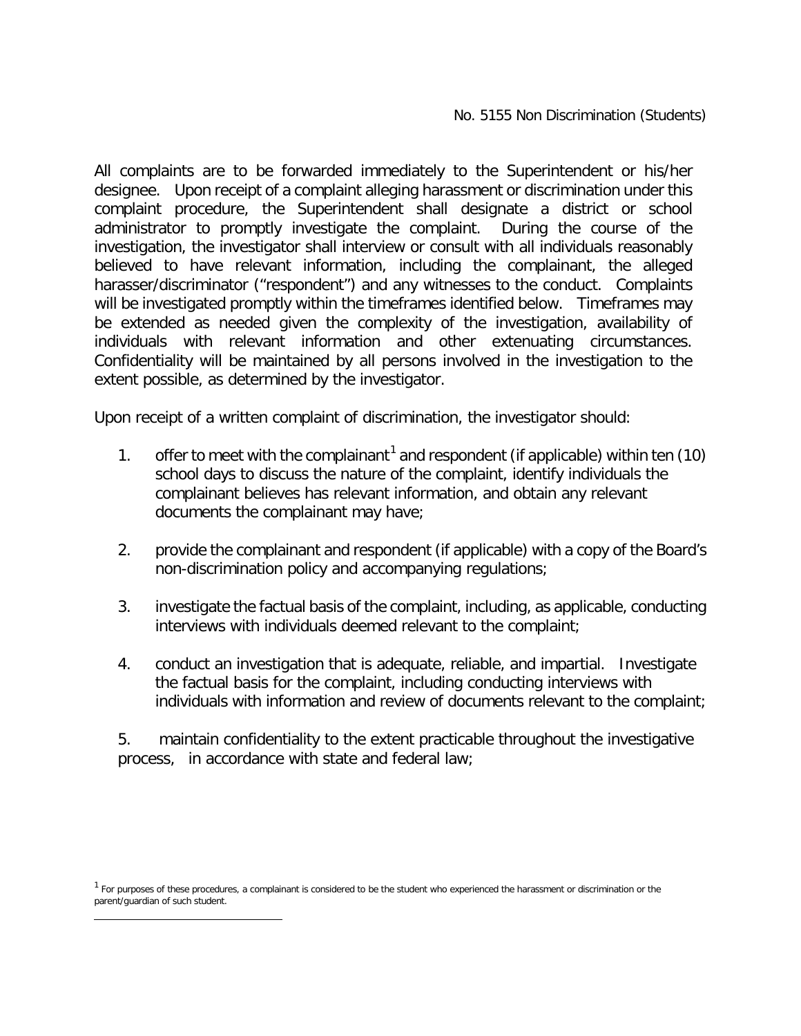All complaints are to be forwarded immediately to the Superintendent or his/her designee. Upon receipt of a complaint alleging harassment or discrimination under this complaint procedure, the Superintendent shall designate a district or school administrator to promptly investigate the complaint. During the course of the investigation, the investigator shall interview or consult with all individuals reasonably believed to have relevant information, including the complainant, the alleged harasser/discriminator ("respondent") and any witnesses to the conduct. Complaints will be investigated promptly within the timeframes identified below. Timeframes may be extended as needed given the complexity of the investigation, availability of individuals with relevant information and other extenuating circumstances. Confidentiality will be maintained by all persons involved in the investigation to the extent possible, as determined by the investigator.

Upon receipt of a written complaint of discrimination, the investigator should:

1. offer to meet with the complainant[1] and respondent (if applicable) within ten (10) school days to discuss the nature of the complaint, identify individuals the complainant believes has relevant information, and obtain any relevant documents the complainant may have;

2. provide the complainant and respondent (if applicable) with a copy of the Board's non-discrimination policy and accompanying regulations;

3. investigate the factual basis of the complaint, including, as applicable, conducting interviews with individuals deemed relevant to the complaint;

4. conduct an investigation that is adequate, reliable, and impartial. Investigate the factual basis for the complaint, including conducting interviews with individuals with information and review of documents relevant to the complaint;

5. maintain confidentiality to the extent practicable throughout the investigative process, in accordance with state and federal law;

[1] For purposes of these procedures, a complainant is considered to be the student who experienced the harassment or discrimination or the parent/guardian of such student.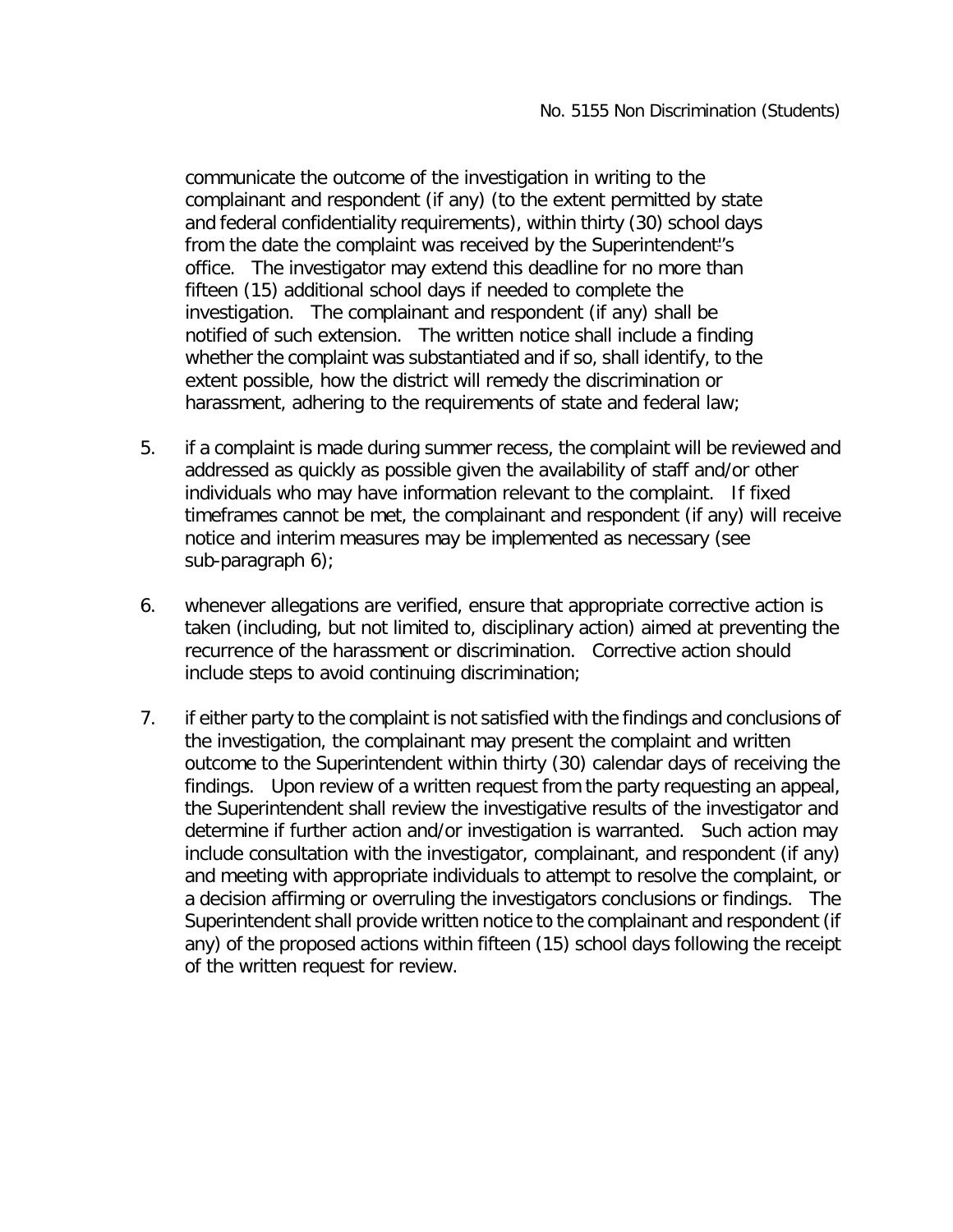communicate the outcome of the investigation in writing to the complainant and respondent (if any) (to the extent permitted by state and federal confidentiality requirements), within thirty (30) school days from the date the complaint was received by the Superintendent's office. The investigator may extend this deadline for no more than fifteen (15) additional school days if needed to complete the investigation. The complainant and respondent (if any) shall be notified of such extension. The written notice shall include a finding whether the complaint was substantiated and if so, shall identify, to the extent possible, how the district will remedy the discrimination or harassment, adhering to the requirements of state and federal law;

5. if a complaint is made during summer recess, the complaint will be reviewed and addressed as quickly as possible given the availability of staff and/or other individuals who may have information relevant to the complaint. If fixed timeframes cannot be met, the complainant and respondent (if any) will receive notice and interim measures may be implemented as necessary (see sub-paragraph 6);

6. whenever allegations are verified, ensure that appropriate corrective action is taken (including, but not limited to, disciplinary action) aimed at preventing the recurrence of the harassment or discrimination. Corrective action should include steps to avoid continuing discrimination;

7. if either party to the complaint is not satisfied with the findings and conclusions of the investigation, the complainant may present the complaint and written outcome to the Superintendent within thirty (30) calendar days of receiving the findings. Upon review of a written request from the party requesting an appeal, the Superintendent shall review the investigative results of the investigator and determine if further action and/or investigation is warranted. Such action may include consultation with the investigator, complainant, and respondent (if any) and meeting with appropriate individuals to attempt to resolve the complaint, or a decision affirming or overruling the investigators conclusions or findings. The Superintendent shall provide written notice to the complainant and respondent (if any) of the proposed actions within fifteen (15) school days following the receipt of the written request for review.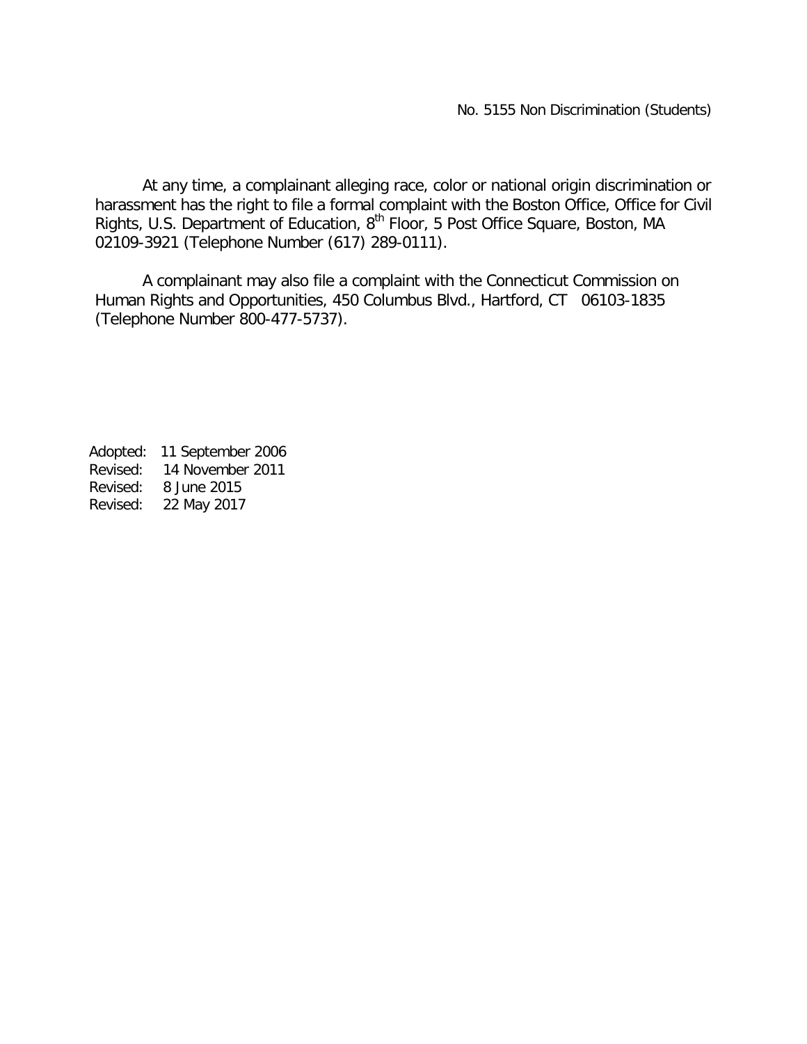At any time, a complainant alleging race, color or national origin discrimination or harassment has the right to file a formal complaint with the Boston Office, Office for Civil Rights, U.S. Department of Education, 8th Floor, 5 Post Office Square, Boston, MA 02109-3921 (Telephone Number (617) 289-0111).

A complainant may also file a complaint with the Connecticut Commission on Human Rights and Opportunities, 450 Columbus Blvd., Hartford, CT 06103-1835 (Telephone Number 800-477-5737).

Adopted: 11 September 2006
Revised: 14 November 2011
Revised: 8 June 2015
Revised: 22 May 2017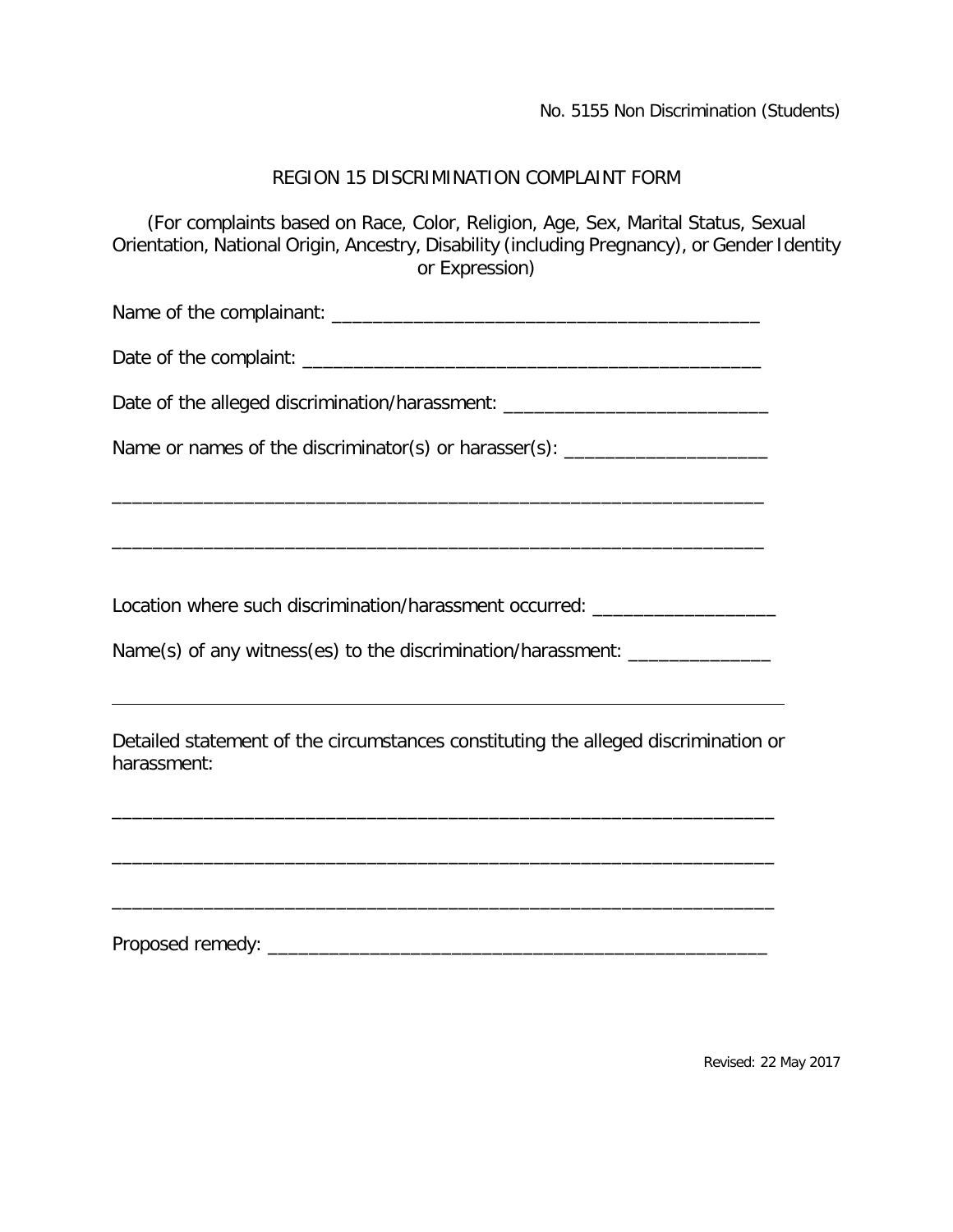No. 5155 Non Discrimination (Students)

# REGION 15 DISCRIMINATION COMPLAINT FORM

(For complaints based on Race, Color, Religion, Age, Sex, Marital Status, Sexual Orientation, National Origin, Ancestry, Disability (including Pregnancy), or Gender Identity or Expression)

Name of the complainant: ___________________________________________

Date of the complaint: _______________________________________________

Date of the alleged discrimination/harassment: ___________________________

Name or names of the discriminator(s) or harasser(s): ____________________

_________________________________________________________________

_________________________________________________________________

Location where such discrimination/harassment occurred: __________________

Name(s) of any witness(es) to the discrimination/harassment: ______________

_________________________________________________________________

Detailed statement of the circumstances constituting the alleged discrimination or harassment:

_________________________________________________________________

_________________________________________________________________

_________________________________________________________________

Proposed remedy: ___________________________________________________

Revised: 22 May 2017